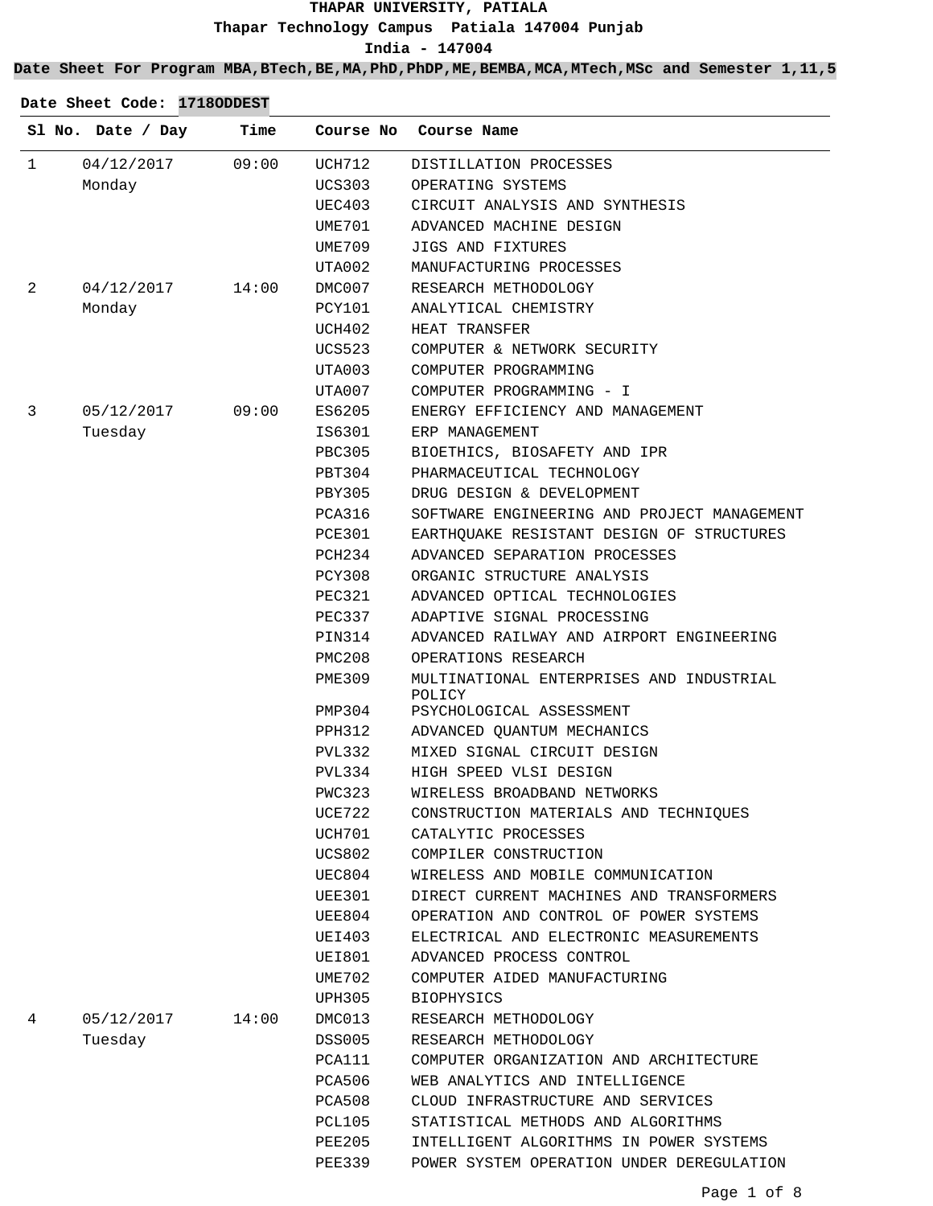**THAPAR UNIVERSITY, PATIALA**

**Thapar Technology Campus Patiala 147004 Punjab**

**India - 147004**

**Date Sheet For Program MBA,BTech,BE,MA,PhD,PhDP,ME,BEMBA,MCA,MTech,MSc and Semester 1,11,5**

**Date Sheet Code: 1718ODDEST**

| Sl No. | Date / Day | Time | Course No | Course Name |
|---|---|---|---|---|
| 1 | 04/12/2017 Monday | 09:00 | UCH712 | DISTILLATION PROCESSES |
| | | | UCS303 | OPERATING SYSTEMS |
| | | | UEC403 | CIRCUIT ANALYSIS AND SYNTHESIS |
| | | | UME701 | ADVANCED MACHINE DESIGN |
| | | | UME709 | JIGS AND FIXTURES |
| | | | UTA002 | MANUFACTURING PROCESSES |
| 2 | 04/12/2017 Monday | 14:00 | DMC007 | RESEARCH METHODOLOGY |
| | | | PCY101 | ANALYTICAL CHEMISTRY |
| | | | UCH402 | HEAT TRANSFER |
| | | | UCS523 | COMPUTER & NETWORK SECURITY |
| | | | UTA003 | COMPUTER PROGRAMMING |
| | | | UTA007 | COMPUTER PROGRAMMING - I |
| 3 | 05/12/2017 Tuesday | 09:00 | ES6205 | ENERGY EFFICIENCY AND MANAGEMENT |
| | | | IS6301 | ERP MANAGEMENT |
| | | | PBC305 | BIOETHICS, BIOSAFETY AND IPR |
| | | | PBT304 | PHARMACEUTICAL TECHNOLOGY |
| | | | PBY305 | DRUG DESIGN & DEVELOPMENT |
| | | | PCA316 | SOFTWARE ENGINEERING AND PROJECT MANAGEMENT |
| | | | PCE301 | EARTHQUAKE RESISTANT DESIGN OF STRUCTURES |
| | | | PCH234 | ADVANCED SEPARATION PROCESSES |
| | | | PCY308 | ORGANIC STRUCTURE ANALYSIS |
| | | | PEC321 | ADVANCED OPTICAL TECHNOLOGIES |
| | | | PEC337 | ADAPTIVE SIGNAL PROCESSING |
| | | | PIN314 | ADVANCED RAILWAY AND AIRPORT ENGINEERING |
| | | | PMC208 | OPERATIONS RESEARCH |
| | | | PME309 | MULTINATIONAL ENTERPRISES AND INDUSTRIAL POLICY |
| | | | PMP304 | PSYCHOLOGICAL ASSESSMENT |
| | | | PPH312 | ADVANCED QUANTUM MECHANICS |
| | | | PVL332 | MIXED SIGNAL CIRCUIT DESIGN |
| | | | PVL334 | HIGH SPEED VLSI DESIGN |
| | | | PWC323 | WIRELESS BROADBAND NETWORKS |
| | | | UCE722 | CONSTRUCTION MATERIALS AND TECHNIQUES |
| | | | UCH701 | CATALYTIC PROCESSES |
| | | | UCS802 | COMPILER CONSTRUCTION |
| | | | UEC804 | WIRELESS AND MOBILE COMMUNICATION |
| | | | UEE301 | DIRECT CURRENT MACHINES AND TRANSFORMERS |
| | | | UEE804 | OPERATION AND CONTROL OF POWER SYSTEMS |
| | | | UEI403 | ELECTRICAL AND ELECTRONIC MEASUREMENTS |
| | | | UEI801 | ADVANCED PROCESS CONTROL |
| | | | UME702 | COMPUTER AIDED MANUFACTURING |
| | | | UPH305 | BIOPHYSICS |
| 4 | 05/12/2017 Tuesday | 14:00 | DMC013 | RESEARCH METHODOLOGY |
| | | | DSS005 | RESEARCH METHODOLOGY |
| | | | PCA111 | COMPUTER ORGANIZATION AND ARCHITECTURE |
| | | | PCA506 | WEB ANALYTICS AND INTELLIGENCE |
| | | | PCA508 | CLOUD INFRASTRUCTURE AND SERVICES |
| | | | PCL105 | STATISTICAL METHODS AND ALGORITHMS |
| | | | PEE205 | INTELLIGENT ALGORITHMS IN POWER SYSTEMS |
| | | | PEE339 | POWER SYSTEM OPERATION UNDER DEREGULATION |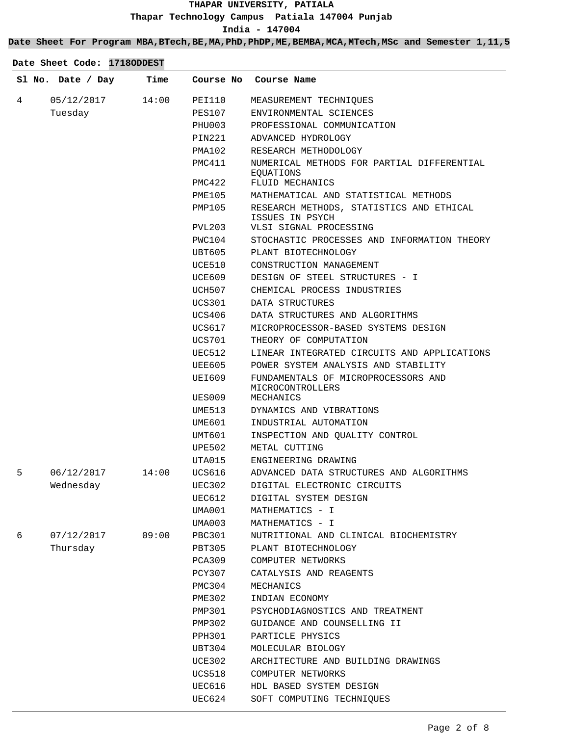**THAPAR UNIVERSITY, PATIALA**

**Thapar Technology Campus Patiala 147004 Punjab**

**India - 147004**

**Date Sheet For Program MBA,BTech,BE,MA,PhD,PhDP,ME,BEMBA,MCA,MTech,MSc and Semester 1,11,5**

**Date Sheet Code: 1718ODDEST**

| Sl No. | Date / Day | Time | Course No | Course Name |
|---|---|---|---|---|
| 4 | 05/12/2017 Tuesday | 14:00 | PEI110 | MEASUREMENT TECHNIQUES |
| | | | PES107 | ENVIRONMENTAL SCIENCES |
| | | | PHU003 | PROFESSIONAL COMMUNICATION |
| | | | PIN221 | ADVANCED HYDROLOGY |
| | | | PMA102 | RESEARCH METHODOLOGY |
| | | | PMC411 | NUMERICAL METHODS FOR PARTIAL DIFFERENTIAL EQUATIONS |
| | | | PMC422 | FLUID MECHANICS |
| | | | PME105 | MATHEMATICAL AND STATISTICAL METHODS |
| | | | PMP105 | RESEARCH METHODS, STATISTICS AND ETHICAL ISSUES IN PSYCH |
| | | | PVL203 | VLSI SIGNAL PROCESSING |
| | | | PWC104 | STOCHASTIC PROCESSES AND INFORMATION THEORY |
| | | | UBT605 | PLANT BIOTECHNOLOGY |
| | | | UCE510 | CONSTRUCTION MANAGEMENT |
| | | | UCE609 | DESIGN OF STEEL STRUCTURES - I |
| | | | UCH507 | CHEMICAL PROCESS INDUSTRIES |
| | | | UCS301 | DATA STRUCTURES |
| | | | UCS406 | DATA STRUCTURES AND ALGORITHMS |
| | | | UCS617 | MICROPROCESSOR-BASED SYSTEMS DESIGN |
| | | | UCS701 | THEORY OF COMPUTATION |
| | | | UEC512 | LINEAR INTEGRATED CIRCUITS AND APPLICATIONS |
| | | | UEE605 | POWER SYSTEM ANALYSIS AND STABILITY |
| | | | UEI609 | FUNDAMENTALS OF MICROPROCESSORS AND MICROCONTROLLERS |
| | | | UES009 | MECHANICS |
| | | | UME513 | DYNAMICS AND VIBRATIONS |
| | | | UME601 | INDUSTRIAL AUTOMATION |
| | | | UMT601 | INSPECTION AND QUALITY CONTROL |
| | | | UPE502 | METAL CUTTING |
| | | | UTA015 | ENGINEERING DRAWING |
| 5 | 06/12/2017 Wednesday | 14:00 | UCS616 | ADVANCED DATA STRUCTURES AND ALGORITHMS |
| | | | UEC302 | DIGITAL ELECTRONIC CIRCUITS |
| | | | UEC612 | DIGITAL SYSTEM DESIGN |
| | | | UMA001 | MATHEMATICS - I |
| | | | UMA003 | MATHEMATICS - I |
| 6 | 07/12/2017 Thursday | 09:00 | PBC301 | NUTRITIONAL AND CLINICAL BIOCHEMISTRY |
| | | | PBT305 | PLANT BIOTECHNOLOGY |
| | | | PCA309 | COMPUTER NETWORKS |
| | | | PCY307 | CATALYSIS AND REAGENTS |
| | | | PMC304 | MECHANICS |
| | | | PME302 | INDIAN ECONOMY |
| | | | PMP301 | PSYCHODIAGNOSTICS AND TREATMENT |
| | | | PMP302 | GUIDANCE AND COUNSELLING II |
| | | | PPH301 | PARTICLE PHYSICS |
| | | | UBT304 | MOLECULAR BIOLOGY |
| | | | UCE302 | ARCHITECTURE AND BUILDING DRAWINGS |
| | | | UCS518 | COMPUTER NETWORKS |
| | | | UEC616 | HDL BASED SYSTEM DESIGN |
| | | | UEC624 | SOFT COMPUTING TECHNIQUES |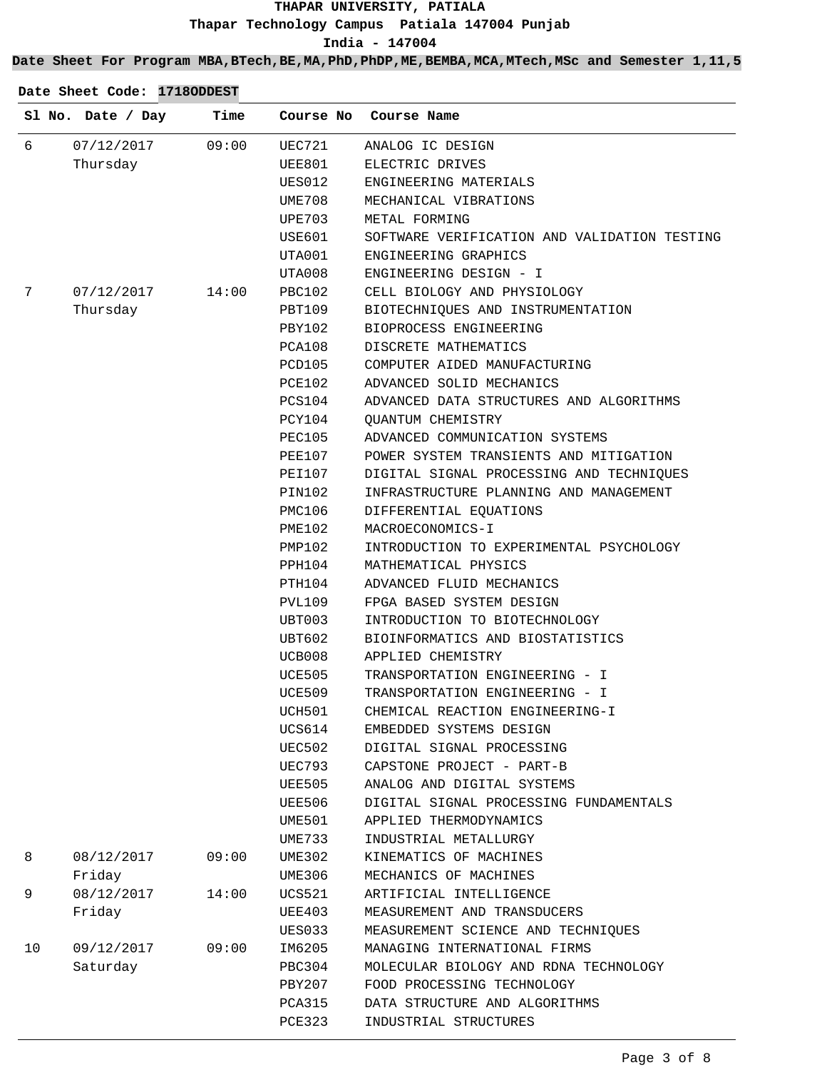# THAPAR UNIVERSITY, PATIALA

**Thapar Technology Campus Patiala 147004 Punjab**

**India - 147004**

**Date Sheet For Program MBA,BTech,BE,MA,PhD,PhDP,ME,BEMBA,MCA,MTech,MSc and Semester 1,11,5**

**Date Sheet Code: 1718ODDEST**

| Sl No. | Date / Day | Time | Course No | Course Name |
|---|---|---|---|---|
| 6 | 07/12/2017 Thursday | 09:00 | UEC721 | ANALOG IC DESIGN |
| | | | UEE801 | ELECTRIC DRIVES |
| | | | UES012 | ENGINEERING MATERIALS |
| | | | UME708 | MECHANICAL VIBRATIONS |
| | | | UPE703 | METAL FORMING |
| | | | USE601 | SOFTWARE VERIFICATION AND VALIDATION TESTING |
| | | | UTA001 | ENGINEERING GRAPHICS |
| | | | UTA008 | ENGINEERING DESIGN - I |
| 7 | 07/12/2017 Thursday | 14:00 | PBC102 | CELL BIOLOGY AND PHYSIOLOGY |
| | | | PBT109 | BIOTECHNIQUES AND INSTRUMENTATION |
| | | | PBY102 | BIOPROCESS ENGINEERING |
| | | | PCA108 | DISCRETE MATHEMATICS |
| | | | PCD105 | COMPUTER AIDED MANUFACTURING |
| | | | PCE102 | ADVANCED SOLID MECHANICS |
| | | | PCS104 | ADVANCED DATA STRUCTURES AND ALGORITHMS |
| | | | PCY104 | QUANTUM CHEMISTRY |
| | | | PEC105 | ADVANCED COMMUNICATION SYSTEMS |
| | | | PEE107 | POWER SYSTEM TRANSIENTS AND MITIGATION |
| | | | PEI107 | DIGITAL SIGNAL PROCESSING AND TECHNIQUES |
| | | | PIN102 | INFRASTRUCTURE PLANNING AND MANAGEMENT |
| | | | PMC106 | DIFFERENTIAL EQUATIONS |
| | | | PME102 | MACROECONOMICS-I |
| | | | PMP102 | INTRODUCTION TO EXPERIMENTAL PSYCHOLOGY |
| | | | PPH104 | MATHEMATICAL PHYSICS |
| | | | PTH104 | ADVANCED FLUID MECHANICS |
| | | | PVL109 | FPGA BASED SYSTEM DESIGN |
| | | | UBT003 | INTRODUCTION TO BIOTECHNOLOGY |
| | | | UBT602 | BIOINFORMATICS AND BIOSTATISTICS |
| | | | UCB008 | APPLIED CHEMISTRY |
| | | | UCE505 | TRANSPORTATION ENGINEERING - I |
| | | | UCE509 | TRANSPORTATION ENGINEERING - I |
| | | | UCH501 | CHEMICAL REACTION ENGINEERING-I |
| | | | UCS614 | EMBEDDED SYSTEMS DESIGN |
| | | | UEC502 | DIGITAL SIGNAL PROCESSING |
| | | | UEC793 | CAPSTONE PROJECT - PART-B |
| | | | UEE505 | ANALOG AND DIGITAL SYSTEMS |
| | | | UEE506 | DIGITAL SIGNAL PROCESSING FUNDAMENTALS |
| | | | UME501 | APPLIED THERMODYNAMICS |
| | | | UME733 | INDUSTRIAL METALLURGY |
| 8 | 08/12/2017 Friday | 09:00 | UME302 | KINEMATICS OF MACHINES |
| | | | UME306 | MECHANICS OF MACHINES |
| 9 | 08/12/2017 Friday | 14:00 | UCS521 | ARTIFICIAL INTELLIGENCE |
| | | | UEE403 | MEASUREMENT AND TRANSDUCERS |
| | | | UES033 | MEASUREMENT SCIENCE AND TECHNIQUES |
| 10 | 09/12/2017 Saturday | 09:00 | IM6205 | MANAGING INTERNATIONAL FIRMS |
| | | | PBC304 | MOLECULAR BIOLOGY AND RDNA TECHNOLOGY |
| | | | PBY207 | FOOD PROCESSING TECHNOLOGY |
| | | | PCA315 | DATA STRUCTURE AND ALGORITHMS |
| | | | PCE323 | INDUSTRIAL STRUCTURES |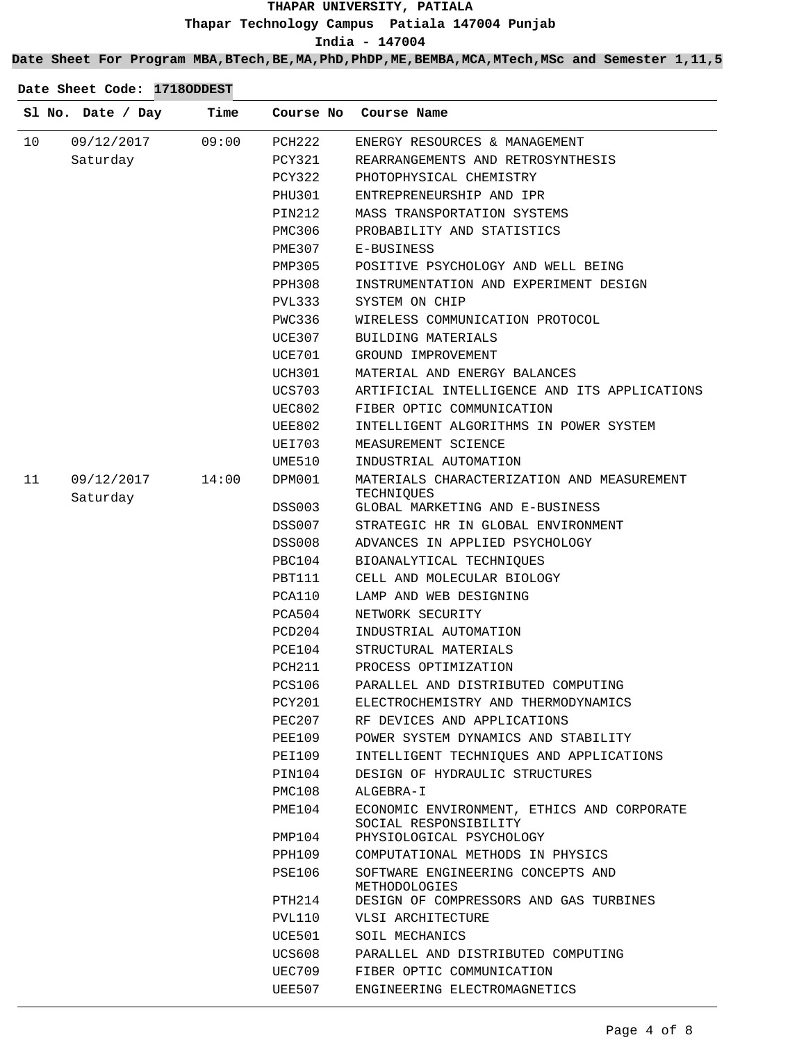**THAPAR UNIVERSITY, PATIALA**

**Thapar Technology Campus Patiala 147004 Punjab**

**India - 147004**

**Date Sheet For Program MBA,BTech,BE,MA,PhD,PhDP,ME,BEMBA,MCA,MTech,MSc and Semester 1,11,5**

**Date Sheet Code: 1718ODDEST**

| Sl No. | Date / Day | Time | Course No | Course Name |
|---|---|---|---|---|
| 10 | 09/12/2017 Saturday | 09:00 | PCH222 | ENERGY RESOURCES & MANAGEMENT |
| | | | PCY321 | REARRANGEMENTS AND RETROSYNTHESIS |
| | | | PCY322 | PHOTOPHYSICAL CHEMISTRY |
| | | | PHU301 | ENTREPRENEURSHIP AND IPR |
| | | | PIN212 | MASS TRANSPORTATION SYSTEMS |
| | | | PMC306 | PROBABILITY AND STATISTICS |
| | | | PME307 | E-BUSINESS |
| | | | PMP305 | POSITIVE PSYCHOLOGY AND WELL BEING |
| | | | PPH308 | INSTRUMENTATION AND EXPERIMENT DESIGN |
| | | | PVL333 | SYSTEM ON CHIP |
| | | | PWC336 | WIRELESS COMMUNICATION PROTOCOL |
| | | | UCE307 | BUILDING MATERIALS |
| | | | UCE701 | GROUND IMPROVEMENT |
| | | | UCH301 | MATERIAL AND ENERGY BALANCES |
| | | | UCS703 | ARTIFICIAL INTELLIGENCE AND ITS APPLICATIONS |
| | | | UEC802 | FIBER OPTIC COMMUNICATION |
| | | | UEE802 | INTELLIGENT ALGORITHMS IN POWER SYSTEM |
| | | | UEI703 | MEASUREMENT SCIENCE |
| | | | UME510 | INDUSTRIAL AUTOMATION |
| 11 | 09/12/2017 Saturday | 14:00 | DPM001 | MATERIALS CHARACTERIZATION AND MEASUREMENT TECHNIQUES |
| | | | DSS003 | GLOBAL MARKETING AND E-BUSINESS |
| | | | DSS007 | STRATEGIC HR IN GLOBAL ENVIRONMENT |
| | | | DSS008 | ADVANCES IN APPLIED PSYCHOLOGY |
| | | | PBC104 | BIOANALYTICAL TECHNIQUES |
| | | | PBT111 | CELL AND MOLECULAR BIOLOGY |
| | | | PCA110 | LAMP AND WEB DESIGNING |
| | | | PCA504 | NETWORK SECURITY |
| | | | PCD204 | INDUSTRIAL AUTOMATION |
| | | | PCE104 | STRUCTURAL MATERIALS |
| | | | PCH211 | PROCESS OPTIMIZATION |
| | | | PCS106 | PARALLEL AND DISTRIBUTED COMPUTING |
| | | | PCY201 | ELECTROCHEMISTRY AND THERMODYNAMICS |
| | | | PEC207 | RF DEVICES AND APPLICATIONS |
| | | | PEE109 | POWER SYSTEM DYNAMICS AND STABILITY |
| | | | PEI109 | INTELLIGENT TECHNIQUES AND APPLICATIONS |
| | | | PIN104 | DESIGN OF HYDRAULIC STRUCTURES |
| | | | PMC108 | ALGEBRA-I |
| | | | PME104 | ECONOMIC ENVIRONMENT, ETHICS AND CORPORATE SOCIAL RESPONSIBILITY |
| | | | PMP104 | PHYSIOLOGICAL PSYCHOLOGY |
| | | | PPH109 | COMPUTATIONAL METHODS IN PHYSICS |
| | | | PSE106 | SOFTWARE ENGINEERING CONCEPTS AND METHODOLOGIES |
| | | | PTH214 | DESIGN OF COMPRESSORS AND GAS TURBINES |
| | | | PVL110 | VLSI ARCHITECTURE |
| | | | UCE501 | SOIL MECHANICS |
| | | | UCS608 | PARALLEL AND DISTRIBUTED COMPUTING |
| | | | UEC709 | FIBER OPTIC COMMUNICATION |
| | | | UEE507 | ENGINEERING ELECTROMAGNETICS |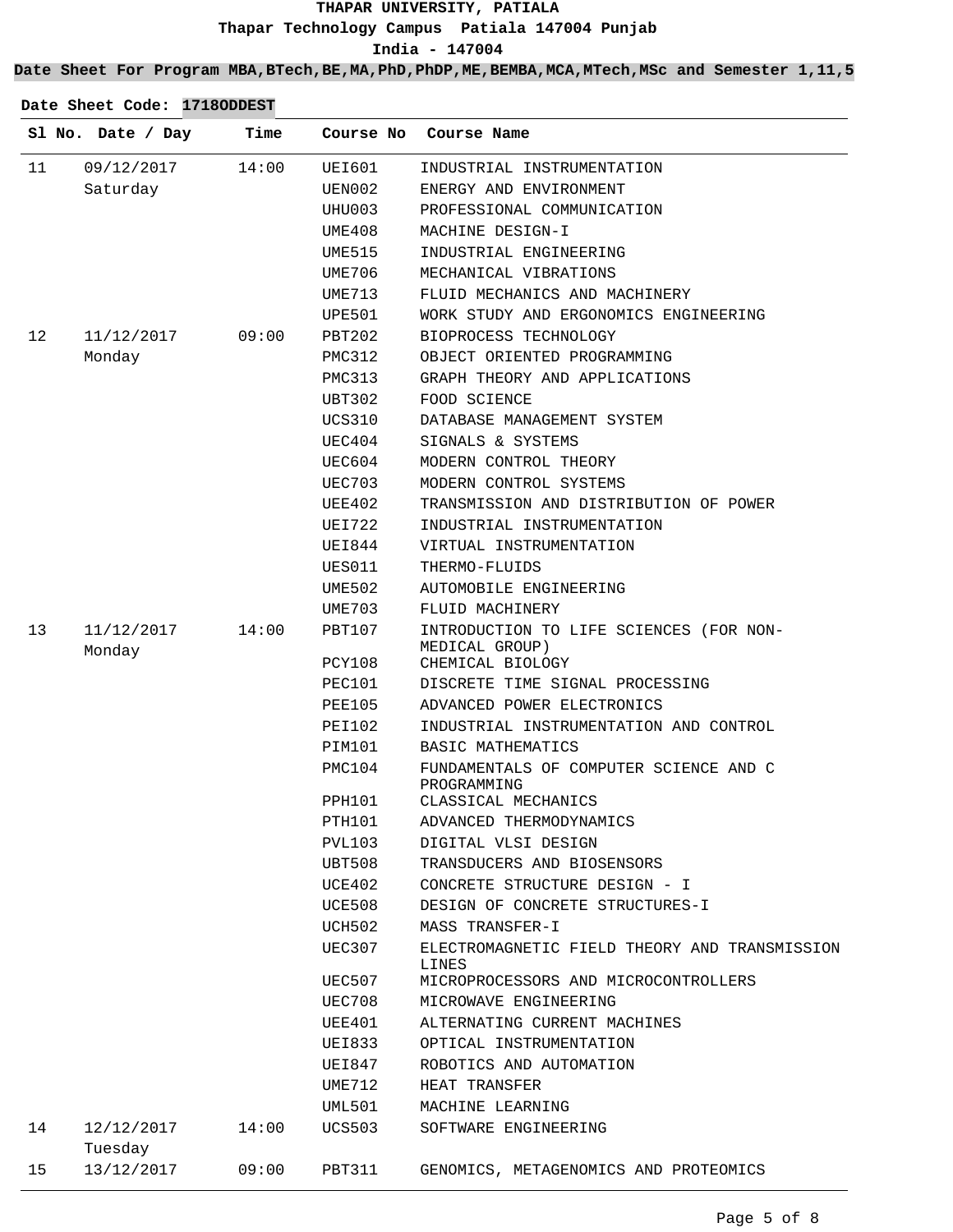**THAPAR UNIVERSITY, PATIALA**

**Thapar Technology Campus Patiala 147004 Punjab**

**India - 147004**

**Date Sheet For Program MBA,BTech,BE,MA,PhD,PhDP,ME,BEMBA,MCA,MTech,MSc and Semester 1,11,5**

**Date Sheet Code: 1718ODDEST**

| Sl No. | Date / Day | Time | Course No | Course Name |
|---|---|---|---|---|
| 11 | 09/12/2017 Saturday | 14:00 | UEI601 | INDUSTRIAL INSTRUMENTATION |
| | | | UEN002 | ENERGY AND ENVIRONMENT |
| | | | UHU003 | PROFESSIONAL COMMUNICATION |
| | | | UME408 | MACHINE DESIGN-I |
| | | | UME515 | INDUSTRIAL ENGINEERING |
| | | | UME706 | MECHANICAL VIBRATIONS |
| | | | UME713 | FLUID MECHANICS AND MACHINERY |
| | | | UPE501 | WORK STUDY AND ERGONOMICS ENGINEERING |
| 12 | 11/12/2017 Monday | 09:00 | PBT202 | BIOPROCESS TECHNOLOGY |
| | | | PMC312 | OBJECT ORIENTED PROGRAMMING |
| | | | PMC313 | GRAPH THEORY AND APPLICATIONS |
| | | | UBT302 | FOOD SCIENCE |
| | | | UCS310 | DATABASE MANAGEMENT SYSTEM |
| | | | UEC404 | SIGNALS & SYSTEMS |
| | | | UEC604 | MODERN CONTROL THEORY |
| | | | UEC703 | MODERN CONTROL SYSTEMS |
| | | | UEE402 | TRANSMISSION AND DISTRIBUTION OF POWER |
| | | | UEI722 | INDUSTRIAL INSTRUMENTATION |
| | | | UEI844 | VIRTUAL INSTRUMENTATION |
| | | | UES011 | THERMO-FLUIDS |
| | | | UME502 | AUTOMOBILE ENGINEERING |
| | | | UME703 | FLUID MACHINERY |
| 13 | 11/12/2017 Monday | 14:00 | PBT107 | INTRODUCTION TO LIFE SCIENCES (FOR NON-MEDICAL GROUP) |
| | | | PCY108 | CHEMICAL BIOLOGY |
| | | | PEC101 | DISCRETE TIME SIGNAL PROCESSING |
| | | | PEE105 | ADVANCED POWER ELECTRONICS |
| | | | PEI102 | INDUSTRIAL INSTRUMENTATION AND CONTROL |
| | | | PIM101 | BASIC MATHEMATICS |
| | | | PMC104 | FUNDAMENTALS OF COMPUTER SCIENCE AND C PROGRAMMING |
| | | | PPH101 | CLASSICAL MECHANICS |
| | | | PTH101 | ADVANCED THERMODYNAMICS |
| | | | PVL103 | DIGITAL VLSI DESIGN |
| | | | UBT508 | TRANSDUCERS AND BIOSENSORS |
| | | | UCE402 | CONCRETE STRUCTURE DESIGN - I |
| | | | UCE508 | DESIGN OF CONCRETE STRUCTURES-I |
| | | | UCH502 | MASS TRANSFER-I |
| | | | UEC307 | ELECTROMAGNETIC FIELD THEORY AND TRANSMISSION LINES |
| | | | UEC507 | MICROPROCESSORS AND MICROCONTROLLERS |
| | | | UEC708 | MICROWAVE ENGINEERING |
| | | | UEE401 | ALTERNATING CURRENT MACHINES |
| | | | UEI833 | OPTICAL INSTRUMENTATION |
| | | | UEI847 | ROBOTICS AND AUTOMATION |
| | | | UME712 | HEAT TRANSFER |
| | | | UML501 | MACHINE LEARNING |
| 14 | 12/12/2017 Tuesday | 14:00 | UCS503 | SOFTWARE ENGINEERING |
| 15 | 13/12/2017 | 09:00 | PBT311 | GENOMICS, METAGENOMICS AND PROTEOMICS |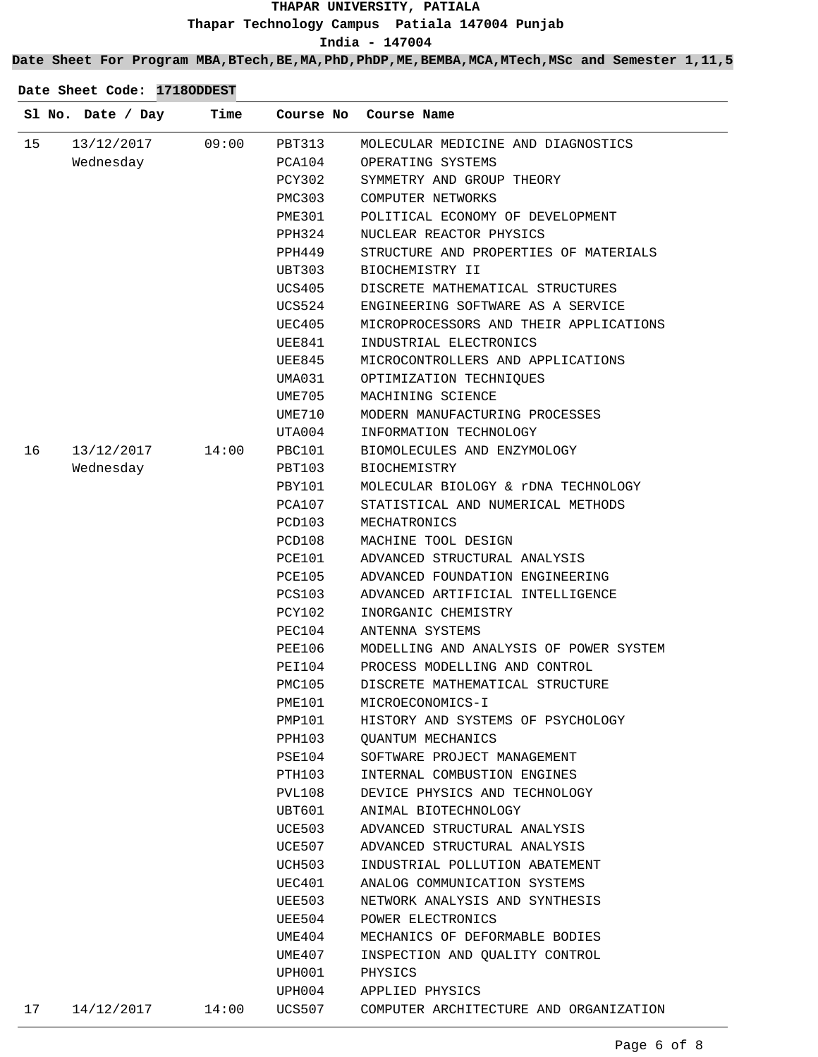**THAPAR UNIVERSITY, PATIALA**

**Thapar Technology Campus Patiala 147004 Punjab**

**India - 147004**

**Date Sheet For Program MBA,BTech,BE,MA,PhD,PhDP,ME,BEMBA,MCA,MTech,MSc and Semester 1,11,5**

**Date Sheet Code: 1718ODDEST**

| Sl No. | Date / Day | Time | Course No | Course Name |
|---|---|---|---|---|
| 15 | 13/12/2017 Wednesday | 09:00 | PBT313 | MOLECULAR MEDICINE AND DIAGNOSTICS |
| | | | PCA104 | OPERATING SYSTEMS |
| | | | PCY302 | SYMMETRY AND GROUP THEORY |
| | | | PMC303 | COMPUTER NETWORKS |
| | | | PME301 | POLITICAL ECONOMY OF DEVELOPMENT |
| | | | PPH324 | NUCLEAR REACTOR PHYSICS |
| | | | PPH449 | STRUCTURE AND PROPERTIES OF MATERIALS |
| | | | UBT303 | BIOCHEMISTRY II |
| | | | UCS405 | DISCRETE MATHEMATICAL STRUCTURES |
| | | | UCS524 | ENGINEERING SOFTWARE AS A SERVICE |
| | | | UEC405 | MICROPROCESSORS AND THEIR APPLICATIONS |
| | | | UEE841 | INDUSTRIAL ELECTRONICS |
| | | | UEE845 | MICROCONTROLLERS AND APPLICATIONS |
| | | | UMA031 | OPTIMIZATION TECHNIQUES |
| | | | UME705 | MACHINING SCIENCE |
| | | | UME710 | MODERN MANUFACTURING PROCESSES |
| | | | UTA004 | INFORMATION TECHNOLOGY |
| 16 | 13/12/2017 Wednesday | 14:00 | PBC101 | BIOMOLECULES AND ENZYMOLOGY |
| | | | PBT103 | BIOCHEMISTRY |
| | | | PBY101 | MOLECULAR BIOLOGY & rDNA TECHNOLOGY |
| | | | PCA107 | STATISTICAL AND NUMERICAL METHODS |
| | | | PCD103 | MECHATRONICS |
| | | | PCD108 | MACHINE TOOL DESIGN |
| | | | PCE101 | ADVANCED STRUCTURAL ANALYSIS |
| | | | PCE105 | ADVANCED FOUNDATION ENGINEERING |
| | | | PCS103 | ADVANCED ARTIFICIAL INTELLIGENCE |
| | | | PCY102 | INORGANIC CHEMISTRY |
| | | | PEC104 | ANTENNA SYSTEMS |
| | | | PEE106 | MODELLING AND ANALYSIS OF POWER SYSTEM |
| | | | PEI104 | PROCESS MODELLING AND CONTROL |
| | | | PMC105 | DISCRETE MATHEMATICAL STRUCTURE |
| | | | PME101 | MICROECONOMICS-I |
| | | | PMP101 | HISTORY AND SYSTEMS OF PSYCHOLOGY |
| | | | PPH103 | QUANTUM MECHANICS |
| | | | PSE104 | SOFTWARE PROJECT MANAGEMENT |
| | | | PTH103 | INTERNAL COMBUSTION ENGINES |
| | | | PVL108 | DEVICE PHYSICS AND TECHNOLOGY |
| | | | UBT601 | ANIMAL BIOTECHNOLOGY |
| | | | UCE503 | ADVANCED STRUCTURAL ANALYSIS |
| | | | UCE507 | ADVANCED STRUCTURAL ANALYSIS |
| | | | UCH503 | INDUSTRIAL POLLUTION ABATEMENT |
| | | | UEC401 | ANALOG COMMUNICATION SYSTEMS |
| | | | UEE503 | NETWORK ANALYSIS AND SYNTHESIS |
| | | | UEE504 | POWER ELECTRONICS |
| | | | UME404 | MECHANICS OF DEFORMABLE BODIES |
| | | | UME407 | INSPECTION AND QUALITY CONTROL |
| | | | UPH001 | PHYSICS |
| | | | UPH004 | APPLIED PHYSICS |
| 17 | 14/12/2017 | 14:00 | UCS507 | COMPUTER ARCHITECTURE AND ORGANIZATION |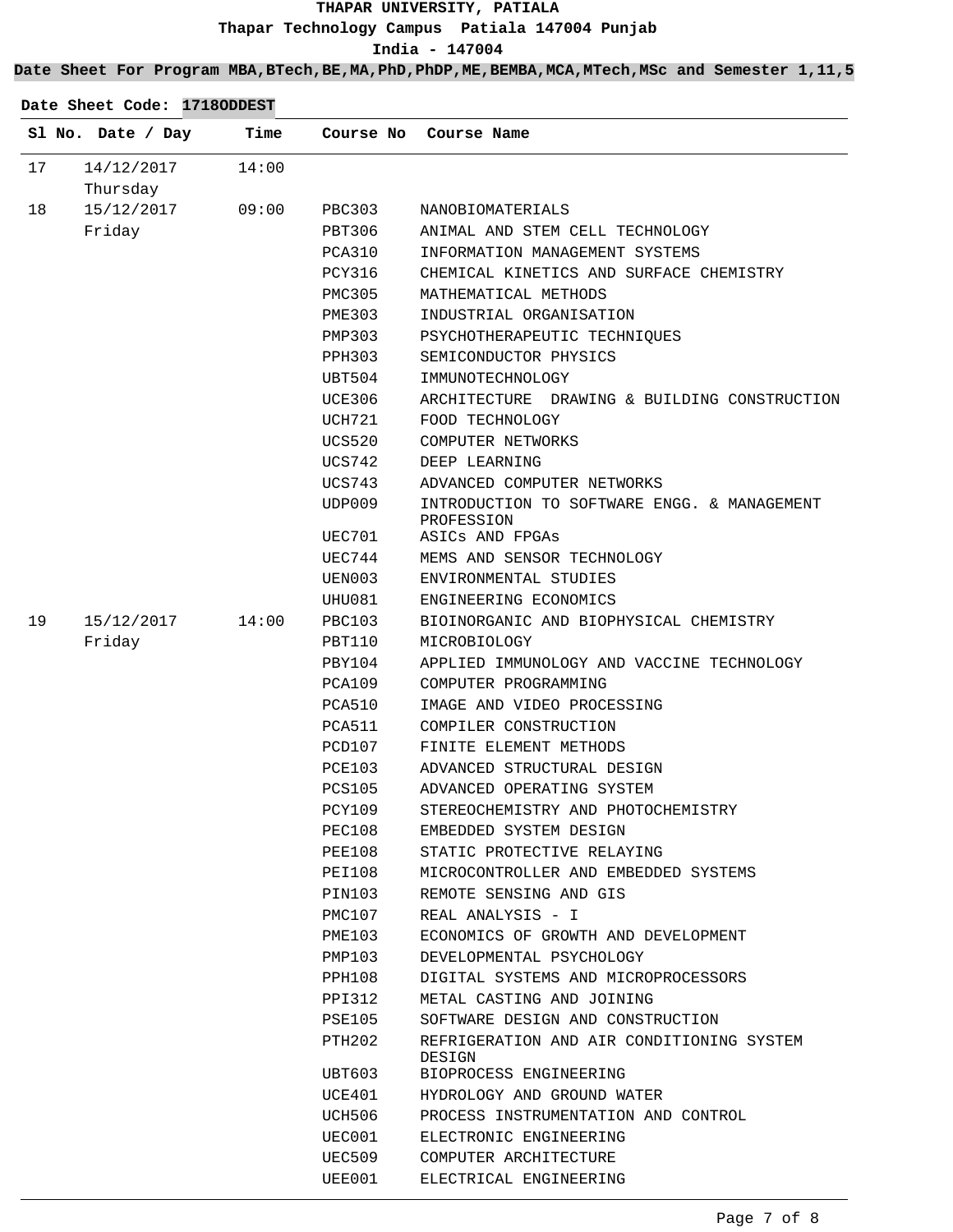# THAPAR UNIVERSITY, PATIALA

Thapar Technology Campus  Patiala 147004 Punjab

India - 147004

**Date Sheet For Program MBA,BTech,BE,MA,PhD,PhDP,ME,BEMBA,MCA,MTech,MSc and Semester 1,11,5**

**Date Sheet Code: 1718ODDEST**

| Sl No. | Date / Day | Time | Course No | Course Name |
|---|---|---|---|---|
| 17 | 14/12/2017 Thursday | 14:00 | | |
| 18 | 15/12/2017 Friday | 09:00 | PBC303 | NANOBIOMATERIALS |
| | | | PBT306 | ANIMAL AND STEM CELL TECHNOLOGY |
| | | | PCA310 | INFORMATION MANAGEMENT SYSTEMS |
| | | | PCY316 | CHEMICAL KINETICS AND SURFACE CHEMISTRY |
| | | | PMC305 | MATHEMATICAL METHODS |
| | | | PME303 | INDUSTRIAL ORGANISATION |
| | | | PMP303 | PSYCHOTHERAPEUTIC TECHNIQUES |
| | | | PPH303 | SEMICONDUCTOR PHYSICS |
| | | | UBT504 | IMMUNOTECHNOLOGY |
| | | | UCE306 | ARCHITECTURE  DRAWING & BUILDING CONSTRUCTION |
| | | | UCH721 | FOOD TECHNOLOGY |
| | | | UCS520 | COMPUTER NETWORKS |
| | | | UCS742 | DEEP LEARNING |
| | | | UCS743 | ADVANCED COMPUTER NETWORKS |
| | | | UDP009 | INTRODUCTION TO SOFTWARE ENGG. & MANAGEMENT PROFESSION |
| | | | UEC701 | ASICs AND FPGAs |
| | | | UEC744 | MEMS AND SENSOR TECHNOLOGY |
| | | | UEN003 | ENVIRONMENTAL STUDIES |
| | | | UHU081 | ENGINEERING ECONOMICS |
| 19 | 15/12/2017 Friday | 14:00 | PBC103 | BIOINORGANIC AND BIOPHYSICAL CHEMISTRY |
| | | | PBT110 | MICROBIOLOGY |
| | | | PBY104 | APPLIED IMMUNOLOGY AND VACCINE TECHNOLOGY |
| | | | PCA109 | COMPUTER PROGRAMMING |
| | | | PCA510 | IMAGE AND VIDEO PROCESSING |
| | | | PCA511 | COMPILER CONSTRUCTION |
| | | | PCD107 | FINITE ELEMENT METHODS |
| | | | PCE103 | ADVANCED STRUCTURAL DESIGN |
| | | | PCS105 | ADVANCED OPERATING SYSTEM |
| | | | PCY109 | STEREOCHEMISTRY AND PHOTOCHEMISTRY |
| | | | PEC108 | EMBEDDED SYSTEM DESIGN |
| | | | PEE108 | STATIC PROTECTIVE RELAYING |
| | | | PEI108 | MICROCONTROLLER AND EMBEDDED SYSTEMS |
| | | | PIN103 | REMOTE SENSING AND GIS |
| | | | PMC107 | REAL ANALYSIS - I |
| | | | PME103 | ECONOMICS OF GROWTH AND DEVELOPMENT |
| | | | PMP103 | DEVELOPMENTAL PSYCHOLOGY |
| | | | PPH108 | DIGITAL SYSTEMS AND MICROPROCESSORS |
| | | | PPI312 | METAL CASTING AND JOINING |
| | | | PSE105 | SOFTWARE DESIGN AND CONSTRUCTION |
| | | | PTH202 | REFRIGERATION AND AIR CONDITIONING SYSTEM DESIGN |
| | | | UBT603 | BIOPROCESS ENGINEERING |
| | | | UCE401 | HYDROLOGY AND GROUND WATER |
| | | | UCH506 | PROCESS INSTRUMENTATION AND CONTROL |
| | | | UEC001 | ELECTRONIC ENGINEERING |
| | | | UEC509 | COMPUTER ARCHITECTURE |
| | | | UEE001 | ELECTRICAL ENGINEERING |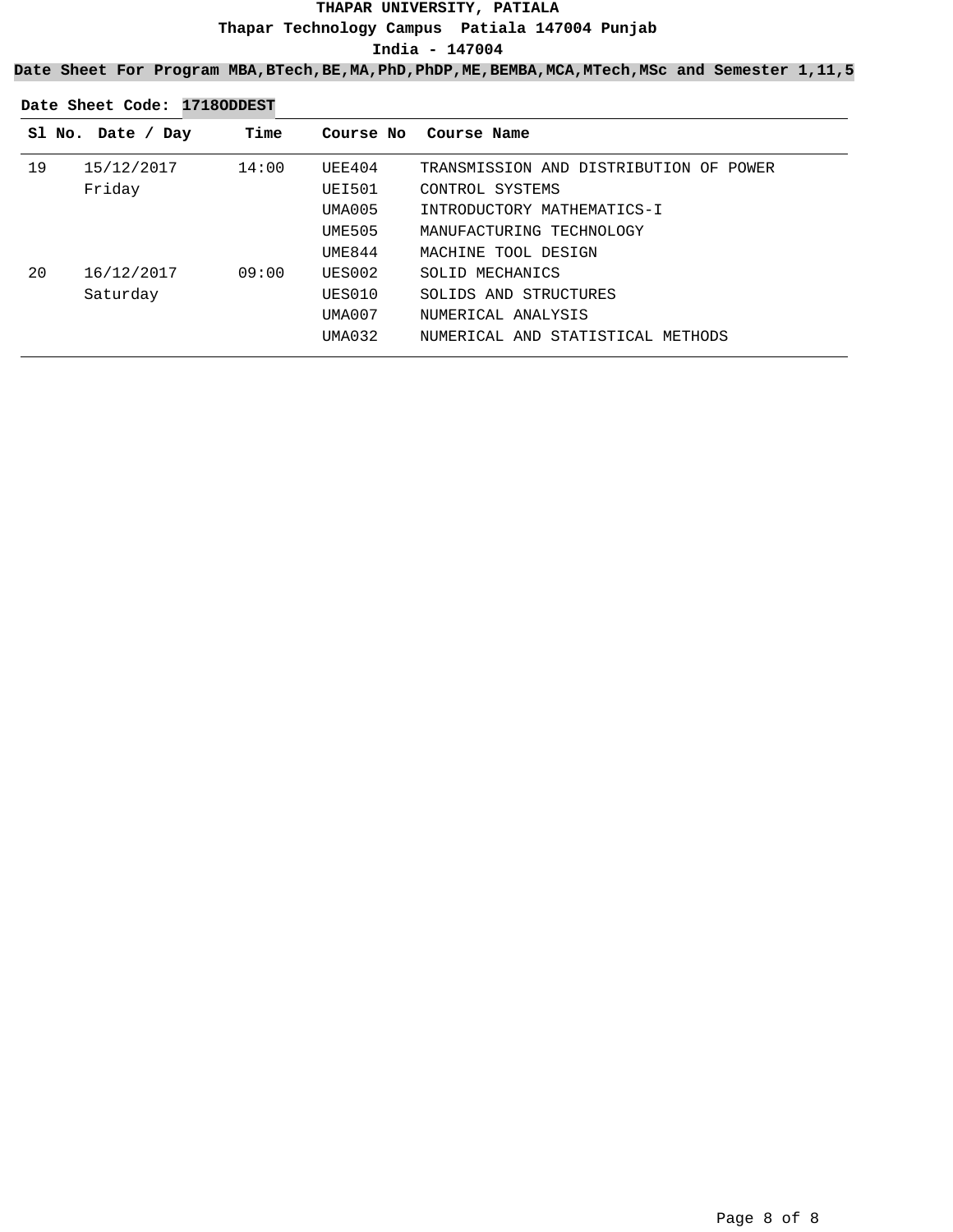**THAPAR UNIVERSITY, PATIALA**

**Thapar Technology Campus Patiala 147004 Punjab**

**India - 147004**

**Date Sheet For Program MBA,BTech,BE,MA,PhD,PhDP,ME,BEMBA,MCA,MTech,MSc and Semester 1,11,5**

**Date Sheet Code: 1718ODDEST**

| Sl No. | Date / Day | Time | Course No | Course Name |
|---|---|---|---|---|
| 19 | 15/12/2017 Friday | 14:00 | UEE404 | TRANSMISSION AND DISTRIBUTION OF POWER |
| | | | UEI501 | CONTROL SYSTEMS |
| | | | UMA005 | INTRODUCTORY MATHEMATICS-I |
| | | | UME505 | MANUFACTURING TECHNOLOGY |
| | | | UME844 | MACHINE TOOL DESIGN |
| 20 | 16/12/2017 Saturday | 09:00 | UES002 | SOLID MECHANICS |
| | | | UES010 | SOLIDS AND STRUCTURES |
| | | | UMA007 | NUMERICAL ANALYSIS |
| | | | UMA032 | NUMERICAL AND STATISTICAL METHODS |